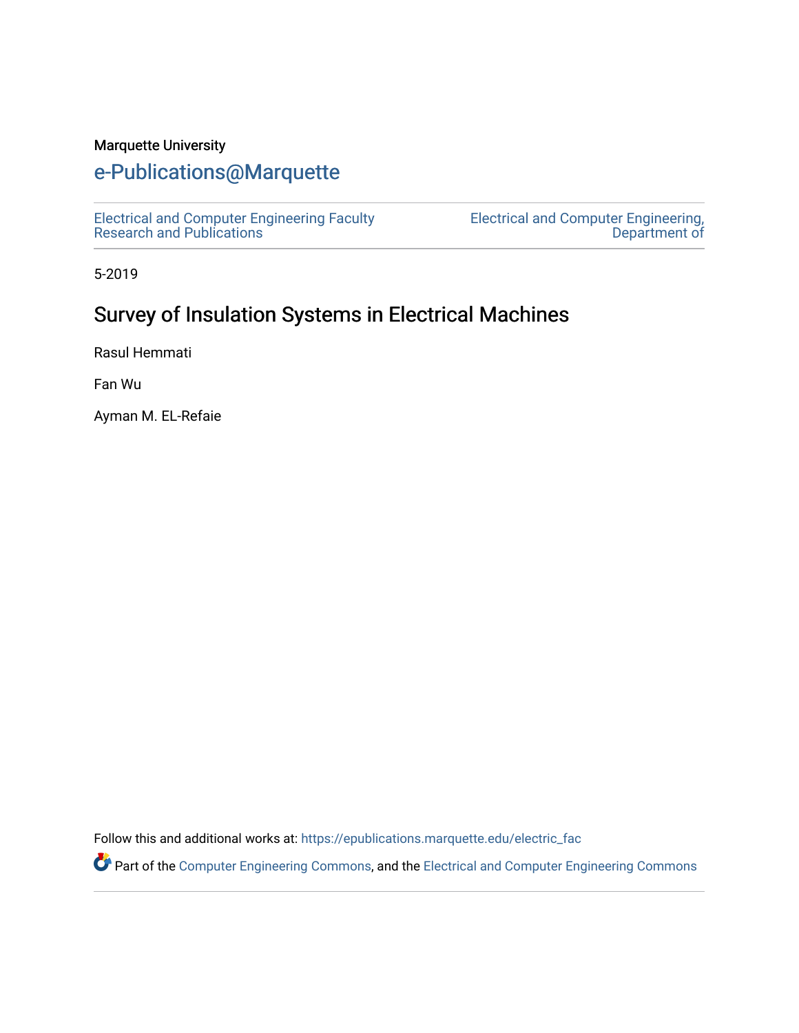Marquette University

# e-Publications@Marquette

Electrical and Computer Engineering Faculty Research and Publications

Electrical and Computer Engineering, Department of

5-2019

## Survey of Insulation Systems in Electrical Machines

Rasul Hemmati

Fan Wu

Ayman M. EL-Refaie

Follow this and additional works at: https://epublications.marquette.edu/electric_fac

Part of the Computer Engineering Commons, and the Electrical and Computer Engineering Commons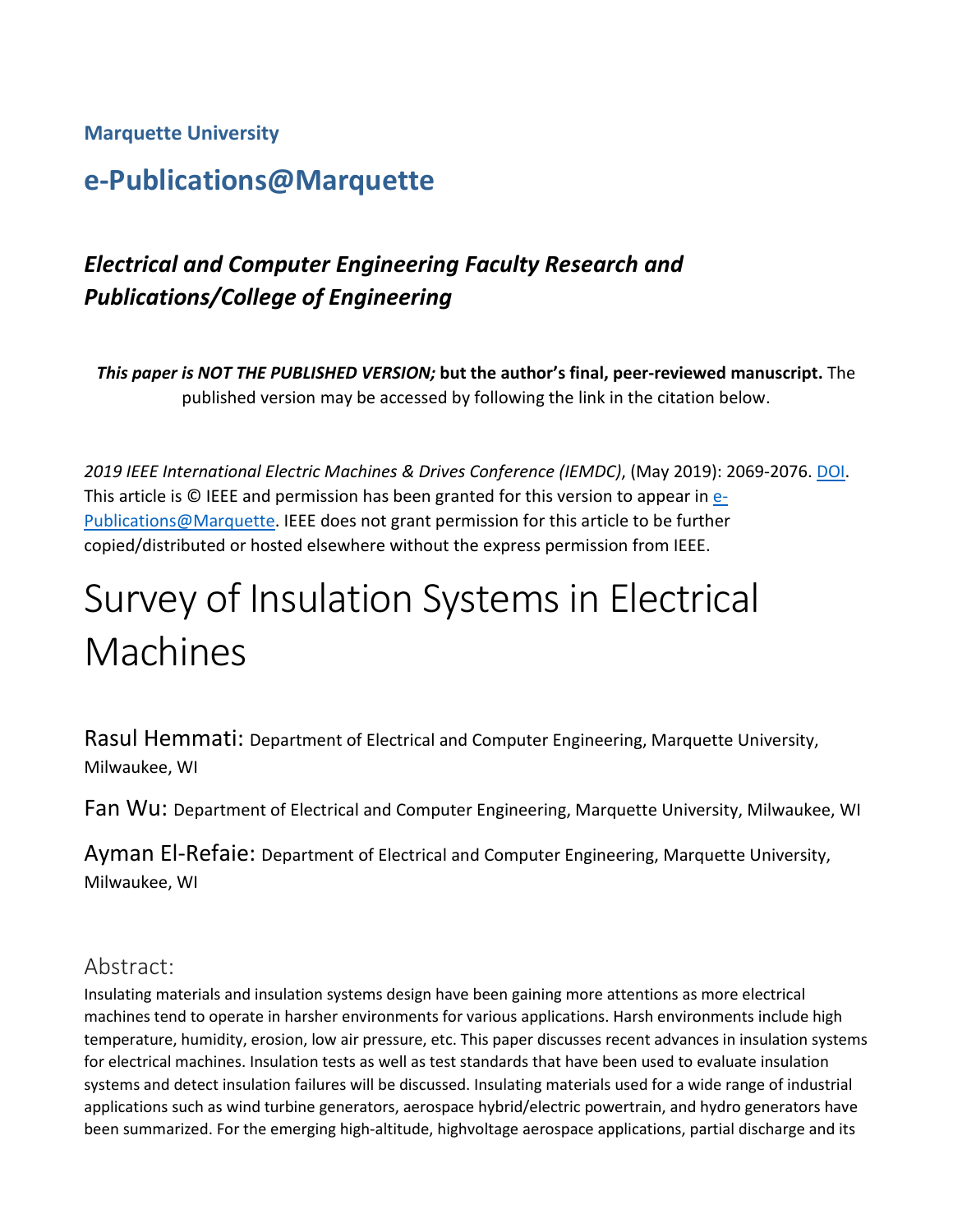**Marquette University**

## e-Publications@Marquette

### *Electrical and Computer Engineering Faculty Research and Publications/College of Engineering*

***This paper is NOT THE PUBLISHED VERSION;* but the author's final, peer-reviewed manuscript.** The published version may be accessed by following the link in the citation below.

*2019 IEEE International Electric Machines & Drives Conference (IEMDC)*, (May 2019): 2069-2076. DOI. This article is © IEEE and permission has been granted for this version to appear in e-Publications@Marquette. IEEE does not grant permission for this article to be further copied/distributed or hosted elsewhere without the express permission from IEEE.

# Survey of Insulation Systems in Electrical Machines

Rasul Hemmati: Department of Electrical and Computer Engineering, Marquette University, Milwaukee, WI

Fan Wu: Department of Electrical and Computer Engineering, Marquette University, Milwaukee, WI

Ayman El-Refaie: Department of Electrical and Computer Engineering, Marquette University, Milwaukee, WI

## Abstract:

Insulating materials and insulation systems design have been gaining more attentions as more electrical machines tend to operate in harsher environments for various applications. Harsh environments include high temperature, humidity, erosion, low air pressure, etc. This paper discusses recent advances in insulation systems for electrical machines. Insulation tests as well as test standards that have been used to evaluate insulation systems and detect insulation failures will be discussed. Insulating materials used for a wide range of industrial applications such as wind turbine generators, aerospace hybrid/electric powertrain, and hydro generators have been summarized. For the emerging high-altitude, highvoltage aerospace applications, partial discharge and its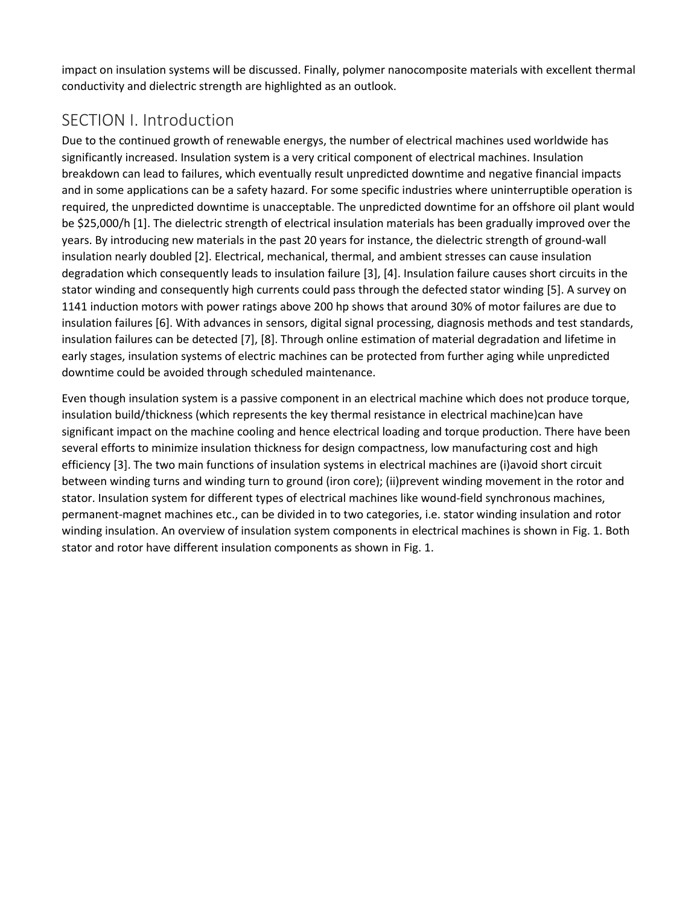impact on insulation systems will be discussed. Finally, polymer nanocomposite materials with excellent thermal conductivity and dielectric strength are highlighted as an outlook.

## SECTION I. Introduction

Due to the continued growth of renewable energys, the number of electrical machines used worldwide has significantly increased. Insulation system is a very critical component of electrical machines. Insulation breakdown can lead to failures, which eventually result unpredicted downtime and negative financial impacts and in some applications can be a safety hazard. For some specific industries where uninterruptible operation is required, the unpredicted downtime is unacceptable. The unpredicted downtime for an offshore oil plant would be $25,000/h [1]. The dielectric strength of electrical insulation materials has been gradually improved over the years. By introducing new materials in the past 20 years for instance, the dielectric strength of ground-wall insulation nearly doubled [2]. Electrical, mechanical, thermal, and ambient stresses can cause insulation degradation which consequently leads to insulation failure [3], [4]. Insulation failure causes short circuits in the stator winding and consequently high currents could pass through the defected stator winding [5]. A survey on 1141 induction motors with power ratings above 200 hp shows that around 30% of motor failures are due to insulation failures [6]. With advances in sensors, digital signal processing, diagnosis methods and test standards, insulation failures can be detected [7], [8]. Through online estimation of material degradation and lifetime in early stages, insulation systems of electric machines can be protected from further aging while unpredicted downtime could be avoided through scheduled maintenance.

Even though insulation system is a passive component in an electrical machine which does not produce torque, insulation build/thickness (which represents the key thermal resistance in electrical machine)can have significant impact on the machine cooling and hence electrical loading and torque production. There have been several efforts to minimize insulation thickness for design compactness, low manufacturing cost and high efficiency [3]. The two main functions of insulation systems in electrical machines are (i)avoid short circuit between winding turns and winding turn to ground (iron core); (ii)prevent winding movement in the rotor and stator. Insulation system for different types of electrical machines like wound-field synchronous machines, permanent-magnet machines etc., can be divided in to two categories, i.e. stator winding insulation and rotor winding insulation. An overview of insulation system components in electrical machines is shown in Fig. 1. Both stator and rotor have different insulation components as shown in Fig. 1.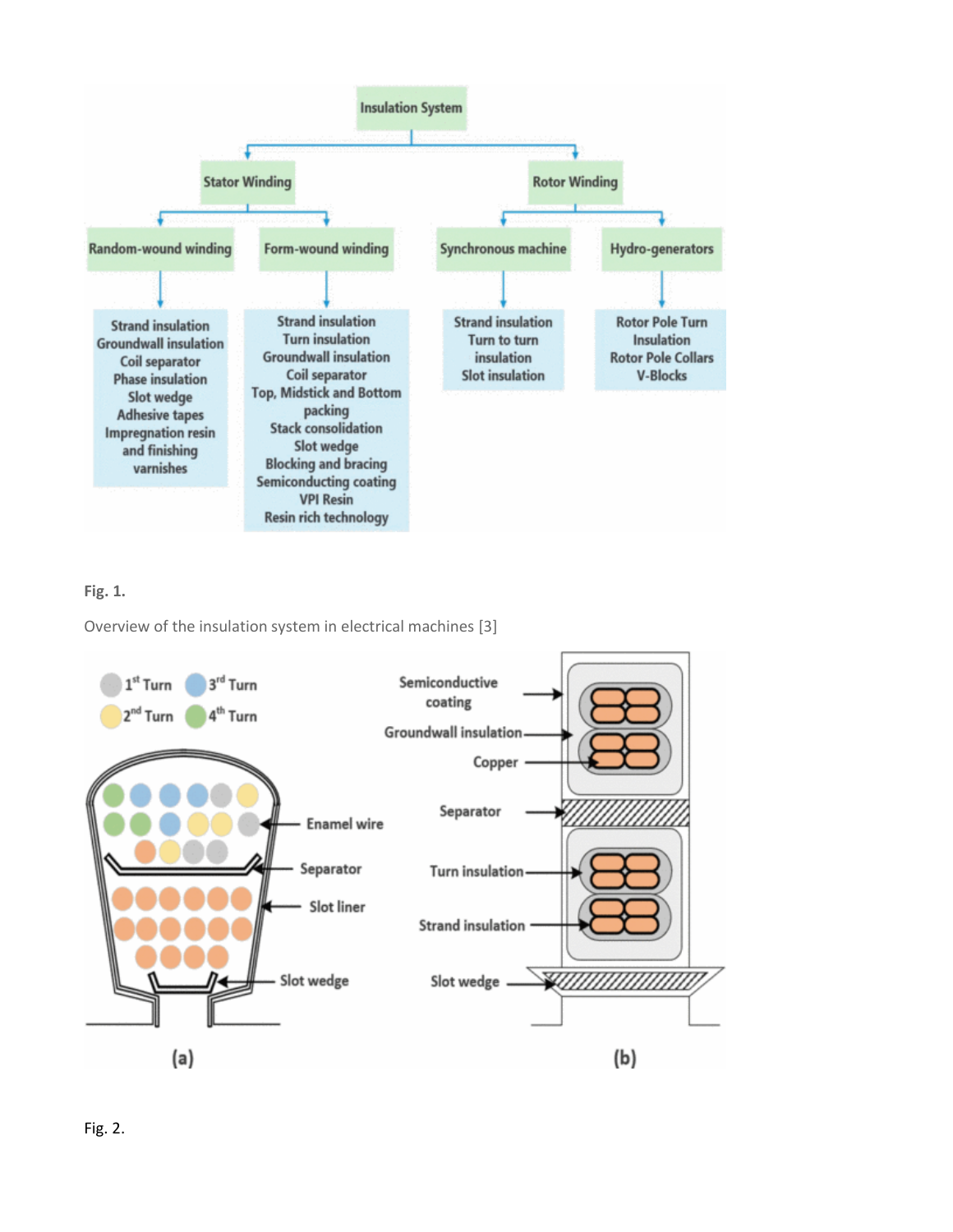Fig. 1.

Overview of the insulation system in electrical machines [3]

Fig. 2.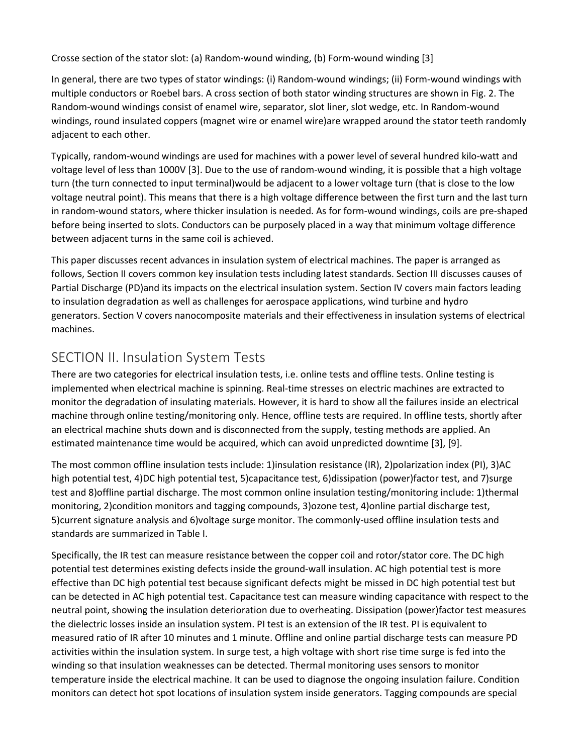Crosse section of the stator slot: (a) Random-wound winding, (b) Form-wound winding [3]

In general, there are two types of stator windings: (i) Random-wound windings; (ii) Form-wound windings with multiple conductors or Roebel bars. A cross section of both stator winding structures are shown in Fig. 2. The Random-wound windings consist of enamel wire, separator, slot liner, slot wedge, etc. In Random-wound windings, round insulated coppers (magnet wire or enamel wire)are wrapped around the stator teeth randomly adjacent to each other.

Typically, random-wound windings are used for machines with a power level of several hundred kilo-watt and voltage level of less than 1000V [3]. Due to the use of random-wound winding, it is possible that a high voltage turn (the turn connected to input terminal)would be adjacent to a lower voltage turn (that is close to the low voltage neutral point). This means that there is a high voltage difference between the first turn and the last turn in random-wound stators, where thicker insulation is needed. As for form-wound windings, coils are pre-shaped before being inserted to slots. Conductors can be purposely placed in a way that minimum voltage difference between adjacent turns in the same coil is achieved.

This paper discusses recent advances in insulation system of electrical machines. The paper is arranged as follows, Section II covers common key insulation tests including latest standards. Section III discusses causes of Partial Discharge (PD)and its impacts on the electrical insulation system. Section IV covers main factors leading to insulation degradation as well as challenges for aerospace applications, wind turbine and hydro generators. Section V covers nanocomposite materials and their effectiveness in insulation systems of electrical machines.

## SECTION II. Insulation System Tests

There are two categories for electrical insulation tests, i.e. online tests and offline tests. Online testing is implemented when electrical machine is spinning. Real-time stresses on electric machines are extracted to monitor the degradation of insulating materials. However, it is hard to show all the failures inside an electrical machine through online testing/monitoring only. Hence, offline tests are required. In offline tests, shortly after an electrical machine shuts down and is disconnected from the supply, testing methods are applied. An estimated maintenance time would be acquired, which can avoid unpredicted downtime [3], [9].

The most common offline insulation tests include: 1)insulation resistance (IR), 2)polarization index (PI), 3)AC high potential test, 4)DC high potential test, 5)capacitance test, 6)dissipation (power)factor test, and 7)surge test and 8)offline partial discharge. The most common online insulation testing/monitoring include: 1)thermal monitoring, 2)condition monitors and tagging compounds, 3)ozone test, 4)online partial discharge test, 5)current signature analysis and 6)voltage surge monitor. The commonly-used offline insulation tests and standards are summarized in Table I.

Specifically, the IR test can measure resistance between the copper coil and rotor/stator core. The DC high potential test determines existing defects inside the ground-wall insulation. AC high potential test is more effective than DC high potential test because significant defects might be missed in DC high potential test but can be detected in AC high potential test. Capacitance test can measure winding capacitance with respect to the neutral point, showing the insulation deterioration due to overheating. Dissipation (power)factor test measures the dielectric losses inside an insulation system. PI test is an extension of the IR test. PI is equivalent to measured ratio of IR after 10 minutes and 1 minute. Offline and online partial discharge tests can measure PD activities within the insulation system. In surge test, a high voltage with short rise time surge is fed into the winding so that insulation weaknesses can be detected. Thermal monitoring uses sensors to monitor temperature inside the electrical machine. It can be used to diagnose the ongoing insulation failure. Condition monitors can detect hot spot locations of insulation system inside generators. Tagging compounds are special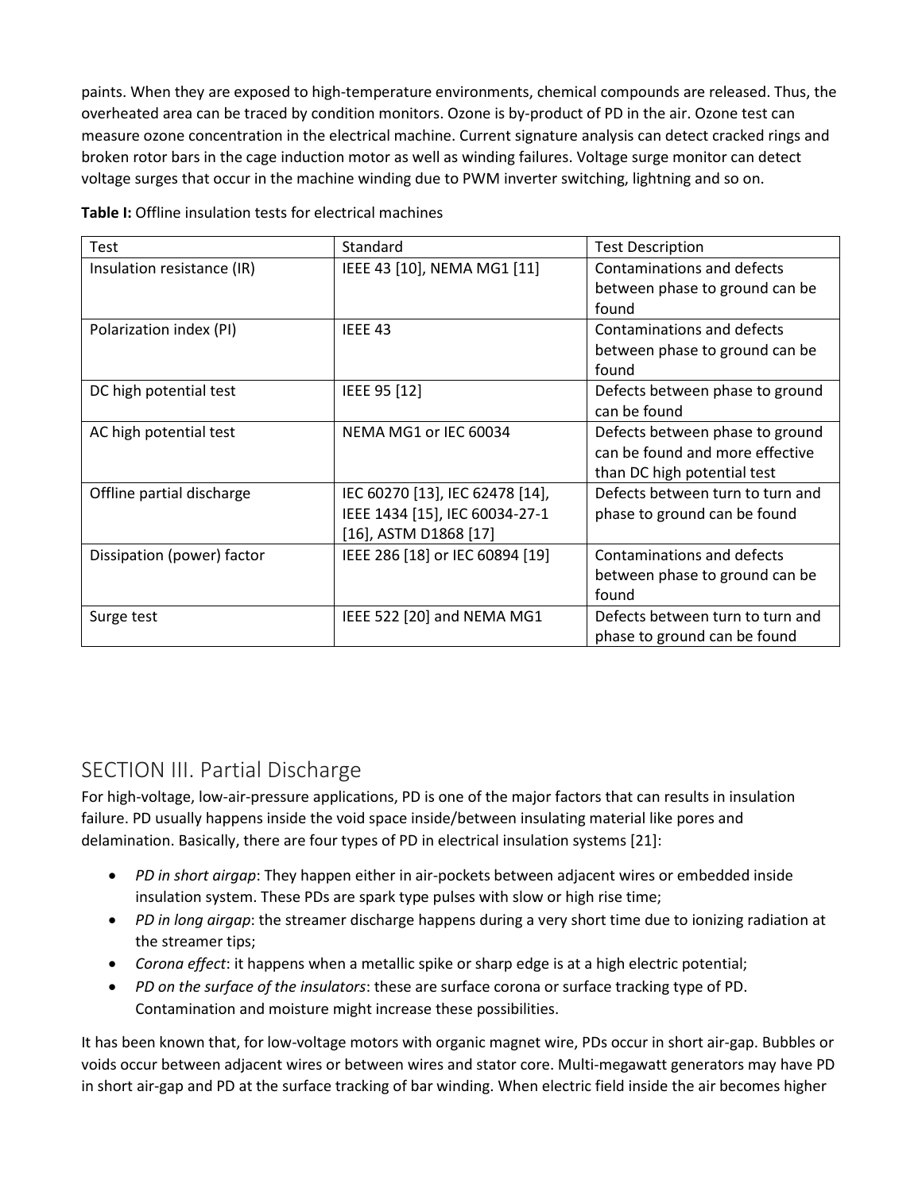paints. When they are exposed to high-temperature environments, chemical compounds are released. Thus, the overheated area can be traced by condition monitors. Ozone is by-product of PD in the air. Ozone test can measure ozone concentration in the electrical machine. Current signature analysis can detect cracked rings and broken rotor bars in the cage induction motor as well as winding failures. Voltage surge monitor can detect voltage surges that occur in the machine winding due to PWM inverter switching, lightning and so on.

**Table I:** Offline insulation tests for electrical machines

| Test | Standard | Test Description |
| --- | --- | --- |
| Insulation resistance (IR) | IEEE 43 [10], NEMA MG1 [11] | Contaminations and defects between phase to ground can be found |
| Polarization index (PI) | IEEE 43 | Contaminations and defects between phase to ground can be found |
| DC high potential test | IEEE 95 [12] | Defects between phase to ground can be found |
| AC high potential test | NEMA MG1 or IEC 60034 | Defects between phase to ground can be found and more effective than DC high potential test |
| Offline partial discharge | IEC 60270 [13], IEC 62478 [14], IEEE 1434 [15], IEC 60034-27-1 [16], ASTM D1868 [17] | Defects between turn to turn and phase to ground can be found |
| Dissipation (power) factor | IEEE 286 [18] or IEC 60894 [19] | Contaminations and defects between phase to ground can be found |
| Surge test | IEEE 522 [20] and NEMA MG1 | Defects between turn to turn and phase to ground can be found |

## SECTION III. Partial Discharge

For high-voltage, low-air-pressure applications, PD is one of the major factors that can results in insulation failure. PD usually happens inside the void space inside/between insulating material like pores and delamination. Basically, there are four types of PD in electrical insulation systems [21]:

- *PD in short airgap*: They happen either in air-pockets between adjacent wires or embedded inside insulation system. These PDs are spark type pulses with slow or high rise time;
- *PD in long airgap*: the streamer discharge happens during a very short time due to ionizing radiation at the streamer tips;
- *Corona effect*: it happens when a metallic spike or sharp edge is at a high electric potential;
- *PD on the surface of the insulators*: these are surface corona or surface tracking type of PD. Contamination and moisture might increase these possibilities.

It has been known that, for low-voltage motors with organic magnet wire, PDs occur in short air-gap. Bubbles or voids occur between adjacent wires or between wires and stator core. Multi-megawatt generators may have PD in short air-gap and PD at the surface tracking of bar winding. When electric field inside the air becomes higher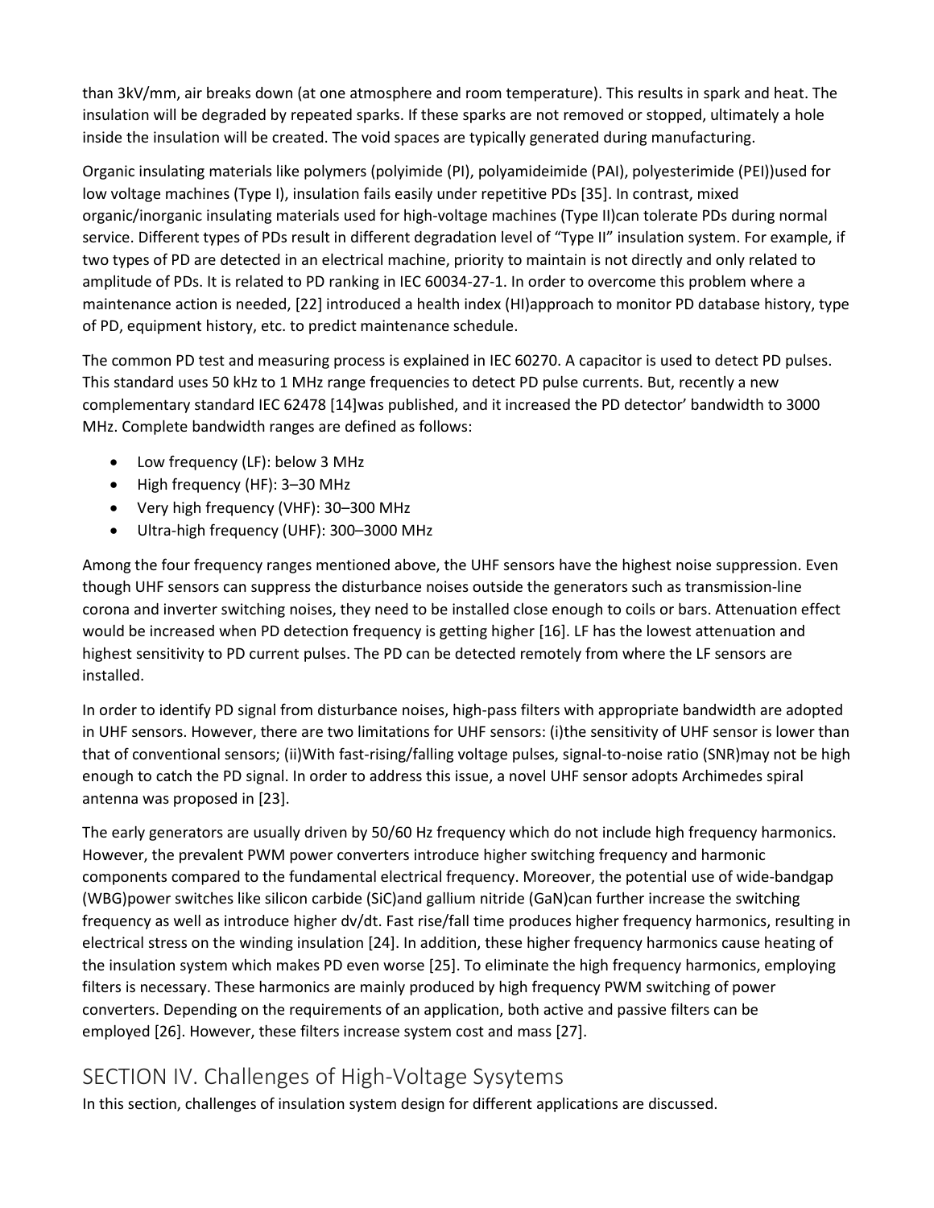than 3kV/mm, air breaks down (at one atmosphere and room temperature). This results in spark and heat. The insulation will be degraded by repeated sparks. If these sparks are not removed or stopped, ultimately a hole inside the insulation will be created. The void spaces are typically generated during manufacturing.

Organic insulating materials like polymers (polyimide (PI), polyamideimide (PAI), polyesterimide (PEI))used for low voltage machines (Type I), insulation fails easily under repetitive PDs [35]. In contrast, mixed organic/inorganic insulating materials used for high-voltage machines (Type II)can tolerate PDs during normal service. Different types of PDs result in different degradation level of “Type II” insulation system. For example, if two types of PD are detected in an electrical machine, priority to maintain is not directly and only related to amplitude of PDs. It is related to PD ranking in IEC 60034-27-1. In order to overcome this problem where a maintenance action is needed, [22] introduced a health index (HI)approach to monitor PD database history, type of PD, equipment history, etc. to predict maintenance schedule.

The common PD test and measuring process is explained in IEC 60270. A capacitor is used to detect PD pulses. This standard uses 50 kHz to 1 MHz range frequencies to detect PD pulse currents. But, recently a new complementary standard IEC 62478 [14]was published, and it increased the PD detector’ bandwidth to 3000 MHz. Complete bandwidth ranges are defined as follows:

- Low frequency (LF): below 3 MHz
- High frequency (HF): 3–30 MHz
- Very high frequency (VHF): 30–300 MHz
- Ultra-high frequency (UHF): 300–3000 MHz

Among the four frequency ranges mentioned above, the UHF sensors have the highest noise suppression. Even though UHF sensors can suppress the disturbance noises outside the generators such as transmission-line corona and inverter switching noises, they need to be installed close enough to coils or bars. Attenuation effect would be increased when PD detection frequency is getting higher [16]. LF has the lowest attenuation and highest sensitivity to PD current pulses. The PD can be detected remotely from where the LF sensors are installed.

In order to identify PD signal from disturbance noises, high-pass filters with appropriate bandwidth are adopted in UHF sensors. However, there are two limitations for UHF sensors: (i)the sensitivity of UHF sensor is lower than that of conventional sensors; (ii)With fast-rising/falling voltage pulses, signal-to-noise ratio (SNR)may not be high enough to catch the PD signal. In order to address this issue, a novel UHF sensor adopts Archimedes spiral antenna was proposed in [23].

The early generators are usually driven by 50/60 Hz frequency which do not include high frequency harmonics. However, the prevalent PWM power converters introduce higher switching frequency and harmonic components compared to the fundamental electrical frequency. Moreover, the potential use of wide-bandgap (WBG)power switches like silicon carbide (SiC)and gallium nitride (GaN)can further increase the switching frequency as well as introduce higher dv/dt. Fast rise/fall time produces higher frequency harmonics, resulting in electrical stress on the winding insulation [24]. In addition, these higher frequency harmonics cause heating of the insulation system which makes PD even worse [25]. To eliminate the high frequency harmonics, employing filters is necessary. These harmonics are mainly produced by high frequency PWM switching of power converters. Depending on the requirements of an application, both active and passive filters can be employed [26]. However, these filters increase system cost and mass [27].

## SECTION IV. Challenges of High-Voltage Sysytems

In this section, challenges of insulation system design for different applications are discussed.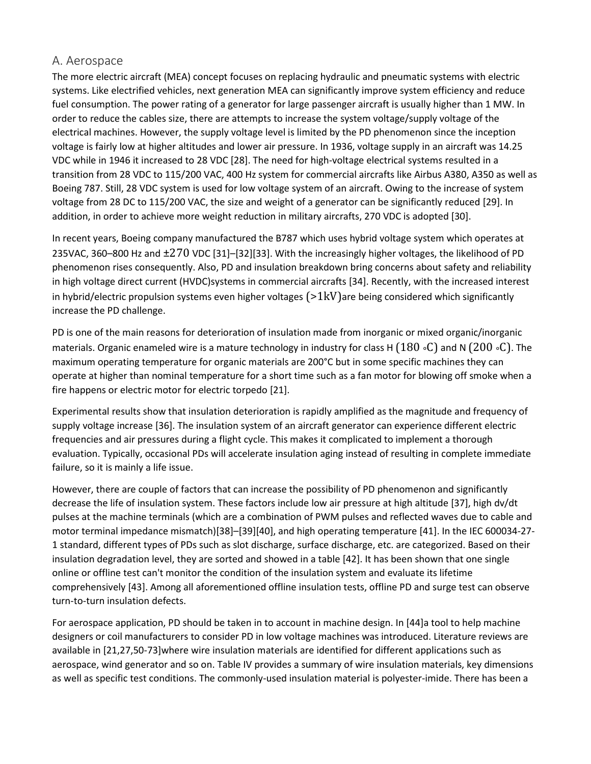## A. Aerospace

The more electric aircraft (MEA) concept focuses on replacing hydraulic and pneumatic systems with electric systems. Like electrified vehicles, next generation MEA can significantly improve system efficiency and reduce fuel consumption. The power rating of a generator for large passenger aircraft is usually higher than 1 MW. In order to reduce the cables size, there are attempts to increase the system voltage/supply voltage of the electrical machines. However, the supply voltage level is limited by the PD phenomenon since the inception voltage is fairly low at higher altitudes and lower air pressure. In 1936, voltage supply in an aircraft was 14.25 VDC while in 1946 it increased to 28 VDC [28]. The need for high-voltage electrical systems resulted in a transition from 28 VDC to 115/200 VAC, 400 Hz system for commercial aircrafts like Airbus A380, A350 as well as Boeing 787. Still, 28 VDC system is used for low voltage system of an aircraft. Owing to the increase of system voltage from 28 DC to 115/200 VAC, the size and weight of a generator can be significantly reduced [29]. In addition, in order to achieve more weight reduction in military aircrafts, 270 VDC is adopted [30].

In recent years, Boeing company manufactured the B787 which uses hybrid voltage system which operates at 235VAC, 360–800 Hz and $\pm 270$ VDC [31]–[32][33]. With the increasingly higher voltages, the likelihood of PD phenomenon rises consequently. Also, PD and insulation breakdown bring concerns about safety and reliability in high voltage direct current (HVDC)systems in commercial aircrafts [34]. Recently, with the increased interest in hybrid/electric propulsion systems even higher voltages $(>1\mathrm{kV})$are being considered which significantly increase the PD challenge.

PD is one of the main reasons for deterioration of insulation made from inorganic or mixed organic/inorganic materials. Organic enameled wire is a mature technology in industry for class H $(180\ {\circ}\mathrm{C})$ and N $(200\ {\circ}\mathrm{C})$. The maximum operating temperature for organic materials are 200°C but in some specific machines they can operate at higher than nominal temperature for a short time such as a fan motor for blowing off smoke when a fire happens or electric motor for electric torpedo [21].

Experimental results show that insulation deterioration is rapidly amplified as the magnitude and frequency of supply voltage increase [36]. The insulation system of an aircraft generator can experience different electric frequencies and air pressures during a flight cycle. This makes it complicated to implement a thorough evaluation. Typically, occasional PDs will accelerate insulation aging instead of resulting in complete immediate failure, so it is mainly a life issue.

However, there are couple of factors that can increase the possibility of PD phenomenon and significantly decrease the life of insulation system. These factors include low air pressure at high altitude [37], high dv/dt pulses at the machine terminals (which are a combination of PWM pulses and reflected waves due to cable and motor terminal impedance mismatch)[38]–[39][40], and high operating temperature [41]. In the IEC 600034-27-1 standard, different types of PDs such as slot discharge, surface discharge, etc. are categorized. Based on their insulation degradation level, they are sorted and showed in a table [42]. It has been shown that one single online or offline test can't monitor the condition of the insulation system and evaluate its lifetime comprehensively [43]. Among all aforementioned offline insulation tests, offline PD and surge test can observe turn-to-turn insulation defects.

For aerospace application, PD should be taken in to account in machine design. In [44]a tool to help machine designers or coil manufacturers to consider PD in low voltage machines was introduced. Literature reviews are available in [21,27,50-73]where wire insulation materials are identified for different applications such as aerospace, wind generator and so on. Table IV provides a summary of wire insulation materials, key dimensions as well as specific test conditions. The commonly-used insulation material is polyester-imide. There has been a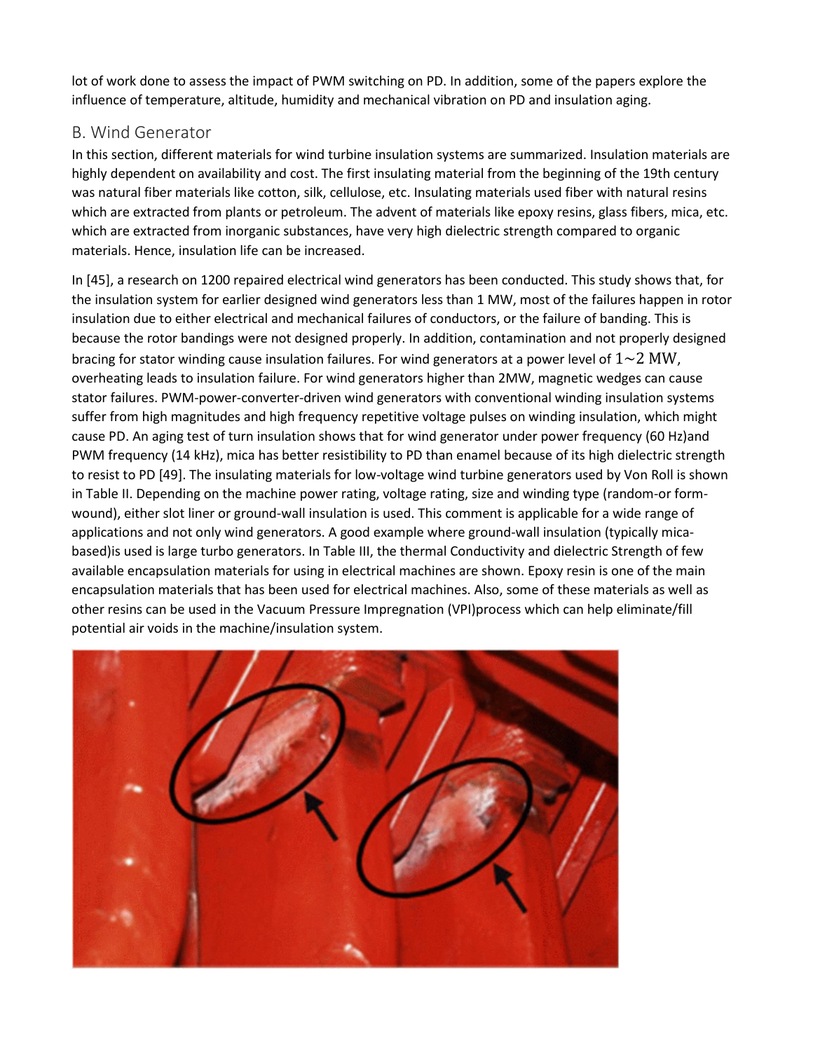lot of work done to assess the impact of PWM switching on PD. In addition, some of the papers explore the influence of temperature, altitude, humidity and mechanical vibration on PD and insulation aging.

## B. Wind Generator

In this section, different materials for wind turbine insulation systems are summarized. Insulation materials are highly dependent on availability and cost. The first insulating material from the beginning of the 19th century was natural fiber materials like cotton, silk, cellulose, etc. Insulating materials used fiber with natural resins which are extracted from plants or petroleum. The advent of materials like epoxy resins, glass fibers, mica, etc. which are extracted from inorganic substances, have very high dielectric strength compared to organic materials. Hence, insulation life can be increased.

In [45], a research on 1200 repaired electrical wind generators has been conducted. This study shows that, for the insulation system for earlier designed wind generators less than 1 MW, most of the failures happen in rotor insulation due to either electrical and mechanical failures of conductors, or the failure of banding. This is because the rotor bandings were not designed properly. In addition, contamination and not properly designed bracing for stator winding cause insulation failures. For wind generators at a power level of $1{\sim}2$ MW, overheating leads to insulation failure. For wind generators higher than 2MW, magnetic wedges can cause stator failures. PWM-power-converter-driven wind generators with conventional winding insulation systems suffer from high magnitudes and high frequency repetitive voltage pulses on winding insulation, which might cause PD. An aging test of turn insulation shows that for wind generator under power frequency (60 Hz)and PWM frequency (14 kHz), mica has better resistibility to PD than enamel because of its high dielectric strength to resist to PD [49]. The insulating materials for low-voltage wind turbine generators used by Von Roll is shown in Table II. Depending on the machine power rating, voltage rating, size and winding type (random-or form-wound), either slot liner or ground-wall insulation is used. This comment is applicable for a wide range of applications and not only wind generators. A good example where ground-wall insulation (typically mica-based)is used is large turbo generators. In Table III, the thermal Conductivity and dielectric Strength of few available encapsulation materials for using in electrical machines are shown. Epoxy resin is one of the main encapsulation materials that has been used for electrical machines. Also, some of these materials as well as other resins can be used in the Vacuum Pressure Impregnation (VPI)process which can help eliminate/fill potential air voids in the machine/insulation system.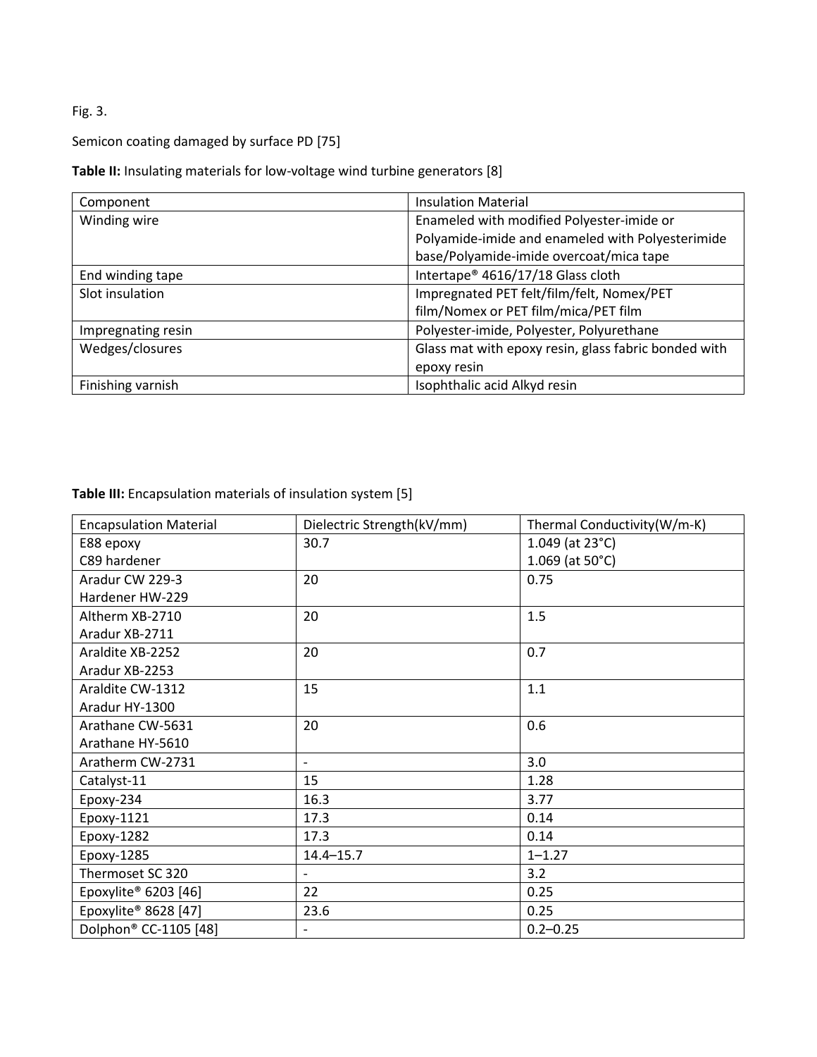Fig. 3.

Semicon coating damaged by surface PD [75]

**Table II:** Insulating materials for low-voltage wind turbine generators [8]

| Component | Insulation Material |
|---|---|
| Winding wire | Enameled with modified Polyester-imide or Polyamide-imide and enameled with Polyesterimide base/Polyamide-imide overcoat/mica tape |
| End winding tape | Intertape® 4616/17/18 Glass cloth |
| Slot insulation | Impregnated PET felt/film/felt, Nomex/PET film/Nomex or PET film/mica/PET film |
| Impregnating resin | Polyester-imide, Polyester, Polyurethane |
| Wedges/closures | Glass mat with epoxy resin, glass fabric bonded with epoxy resin |
| Finishing varnish | Isophthalic acid Alkyd resin |

**Table III:** Encapsulation materials of insulation system [5]

| Encapsulation Material | Dielectric Strength(kV/mm) | Thermal Conductivity(W/m-K) |
|---|---|---|
| E88 epoxy<br>C89 hardener | 30.7 | 1.049 (at 23°C)<br>1.069 (at 50°C) |
| Aradur CW 229-3<br>Hardener HW-229 | 20 | 0.75 |
| Altherm XB-2710<br>Aradur XB-2711 | 20 | 1.5 |
| Araldite XB-2252<br>Aradur XB-2253 | 20 | 0.7 |
| Araldite CW-1312<br>Aradur HY-1300 | 15 | 1.1 |
| Arathane CW-5631<br>Arathane HY-5610 | 20 | 0.6 |
| Aratherm CW-2731 | - | 3.0 |
| Catalyst-11 | 15 | 1.28 |
| Epoxy-234 | 16.3 | 3.77 |
| Epoxy-1121 | 17.3 | 0.14 |
| Epoxy-1282 | 17.3 | 0.14 |
| Epoxy-1285 | 14.4–15.7 | 1–1.27 |
| Thermoset SC 320 | - | 3.2 |
| Epoxylite® 6203 [46] | 22 | 0.25 |
| Epoxylite® 8628 [47] | 23.6 | 0.25 |
| Dolphon® CC-1105 [48] | - | 0.2–0.25 |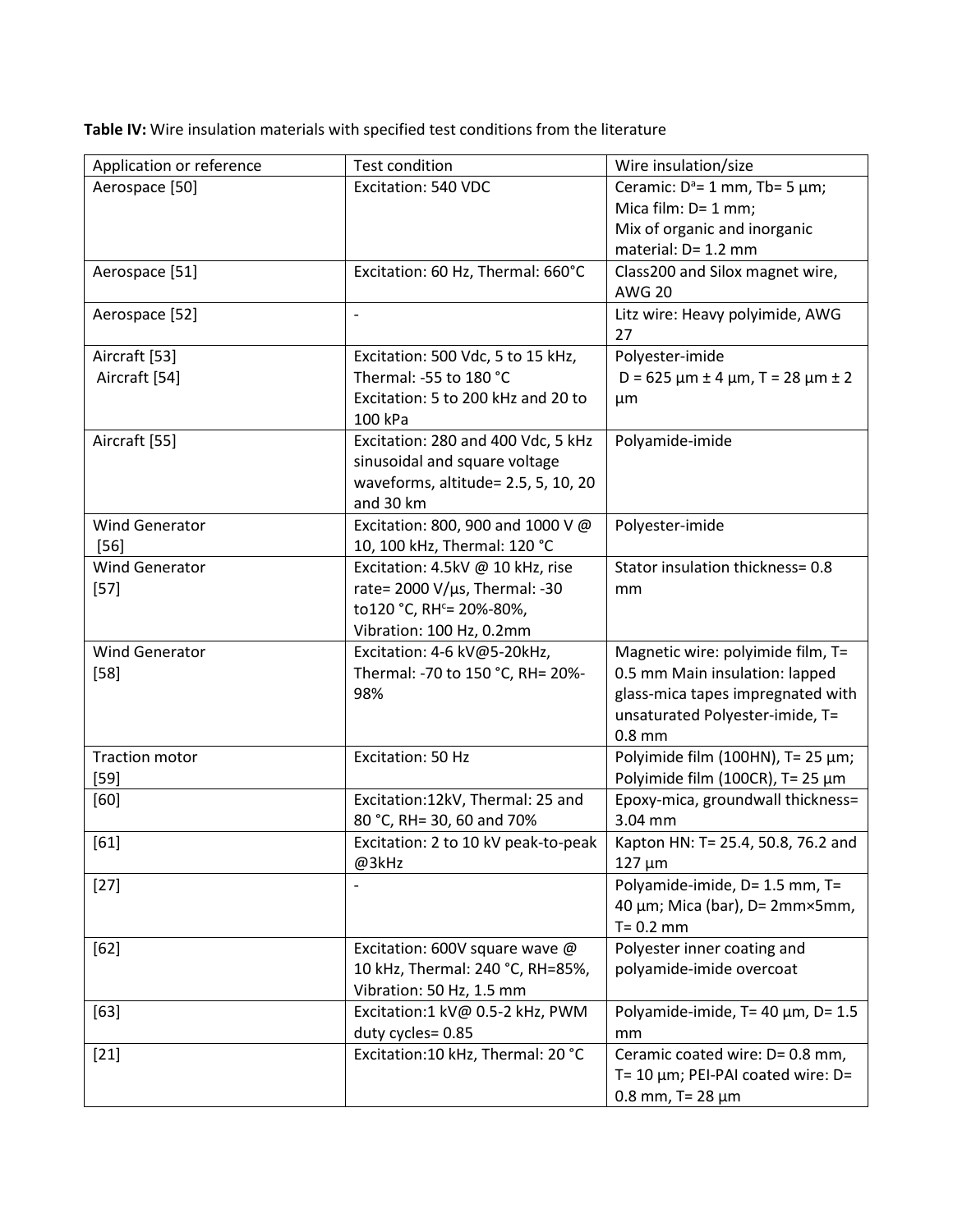**Table IV:** Wire insulation materials with specified test conditions from the literature

| Application or reference | Test condition | Wire insulation/size |
| --- | --- | --- |
| Aerospace [50] | Excitation: 540 VDC | Ceramic: D[a]= 1 mm, Tb= 5 µm; Mica film: D= 1 mm; Mix of organic and inorganic material: D= 1.2 mm |
| Aerospace [51] | Excitation: 60 Hz, Thermal: 660°C | Class200 and Silox magnet wire, AWG 20 |
| Aerospace [52] | - | Litz wire: Heavy polyimide, AWG 27 |
| Aircraft [53] Aircraft [54] | Excitation: 500 Vdc, 5 to 15 kHz, Thermal: -55 to 180 °C Excitation: 5 to 200 kHz and 20 to 100 kPa | Polyester-imide D = 625 µm ± 4 µm, T = 28 µm ± 2 µm |
| Aircraft [55] | Excitation: 280 and 400 Vdc, 5 kHz sinusoidal and square voltage waveforms, altitude= 2.5, 5, 10, 20 and 30 km | Polyamide-imide |
| Wind Generator [56] | Excitation: 800, 900 and 1000 V @ 10, 100 kHz, Thermal: 120 °C | Polyester-imide |
| Wind Generator [57] | Excitation: 4.5kV @ 10 kHz, rise rate= 2000 V/µs, Thermal: -30 to120 °C, RH[c]= 20%-80%, Vibration: 100 Hz, 0.2mm | Stator insulation thickness= 0.8 mm |
| Wind Generator [58] | Excitation: 4-6 kV@5-20kHz, Thermal: -70 to 150 °C, RH= 20%-98% | Magnetic wire: polyimide film, T= 0.5 mm Main insulation: lapped glass-mica tapes impregnated with unsaturated Polyester-imide, T= 0.8 mm |
| Traction motor [59] | Excitation: 50 Hz | Polyimide film (100HN), T= 25 µm; Polyimide film (100CR), T= 25 µm |
| [60] | Excitation:12kV, Thermal: 25 and 80 °C, RH= 30, 60 and 70% | Epoxy-mica, groundwall thickness= 3.04 mm |
| [61] | Excitation: 2 to 10 kV peak-to-peak @3kHz | Kapton HN: T= 25.4, 50.8, 76.2 and 127 µm |
| [27] | - | Polyamide-imide, D= 1.5 mm, T= 40 µm; Mica (bar), D= 2mm×5mm, T= 0.2 mm |
| [62] | Excitation: 600V square wave @ 10 kHz, Thermal: 240 °C, RH=85%, Vibration: 50 Hz, 1.5 mm | Polyester inner coating and polyamide-imide overcoat |
| [63] | Excitation:1 kV@ 0.5-2 kHz, PWM duty cycles= 0.85 | Polyamide-imide, T= 40 µm, D= 1.5 mm |
| [21] | Excitation:10 kHz, Thermal: 20 °C | Ceramic coated wire: D= 0.8 mm, T= 10 µm; PEI-PAI coated wire: D= 0.8 mm, T= 28 µm |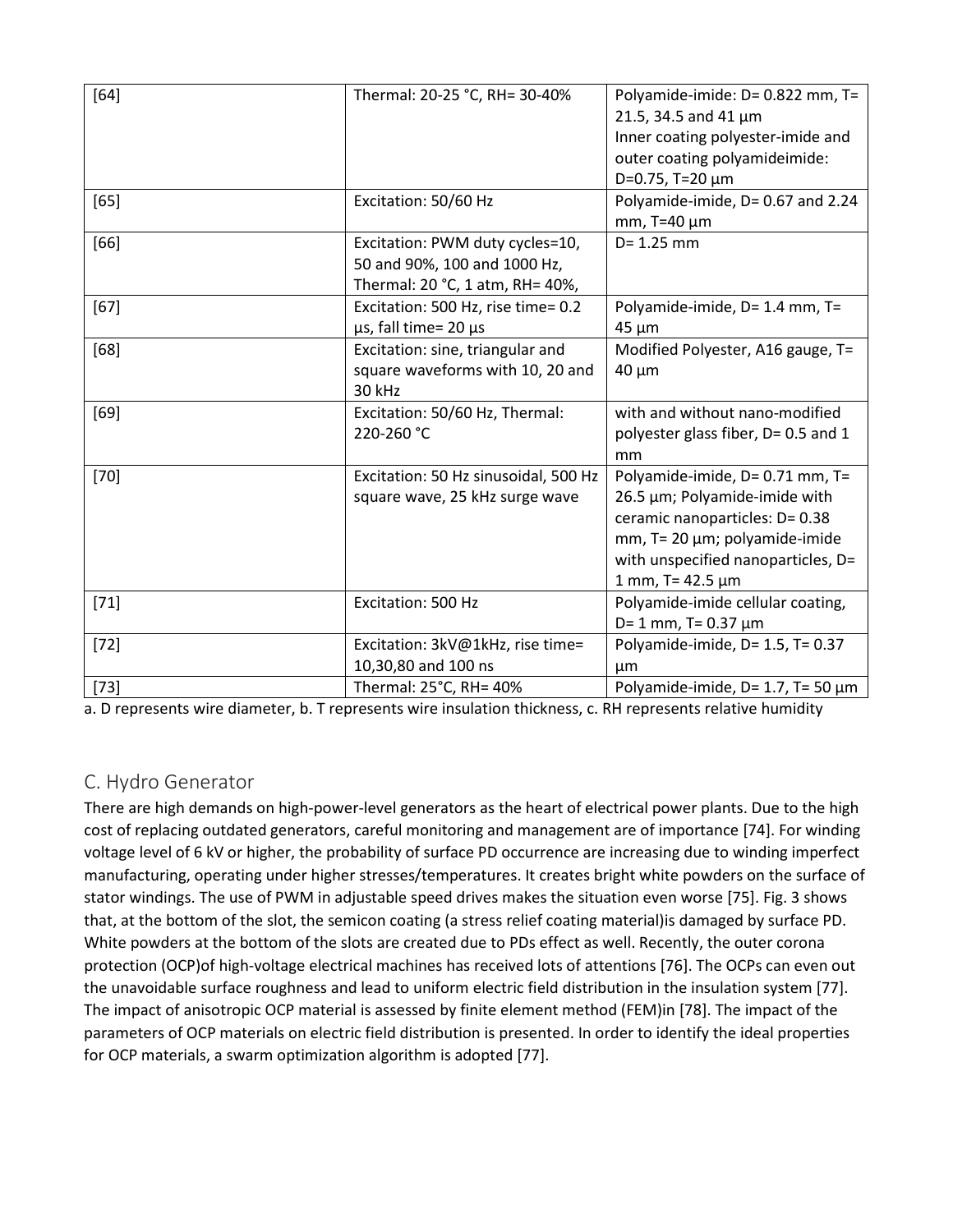| | | |
|---|---|---|
| [64] | Thermal: 20-25 °C, RH= 30-40% | Polyamide-imide: D= 0.822 mm, T= 21.5, 34.5 and 41 µm<br>Inner coating polyester-imide and outer coating polyamideimide: D=0.75, T=20 µm |
| [65] | Excitation: 50/60 Hz | Polyamide-imide, D= 0.67 and 2.24 mm, T=40 µm |
| [66] | Excitation: PWM duty cycles=10, 50 and 90%, 100 and 1000 Hz, Thermal: 20 °C, 1 atm, RH= 40%, | D= 1.25 mm |
| [67] | Excitation: 500 Hz, rise time= 0.2 µs, fall time= 20 µs | Polyamide-imide, D= 1.4 mm, T= 45 µm |
| [68] | Excitation: sine, triangular and square waveforms with 10, 20 and 30 kHz | Modified Polyester, A16 gauge, T= 40 µm |
| [69] | Excitation: 50/60 Hz, Thermal: 220-260 °C | with and without nano-modified polyester glass fiber, D= 0.5 and 1 mm |
| [70] | Excitation: 50 Hz sinusoidal, 500 Hz square wave, 25 kHz surge wave | Polyamide-imide, D= 0.71 mm, T= 26.5 µm; Polyamide-imide with ceramic nanoparticles: D= 0.38 mm, T= 20 µm; polyamide-imide with unspecified nanoparticles, D= 1 mm, T= 42.5 µm |
| [71] | Excitation: 500 Hz | Polyamide-imide cellular coating, D= 1 mm, T= 0.37 µm |
| [72] | Excitation: 3kV@1kHz, rise time= 10,30,80 and 100 ns | Polyamide-imide, D= 1.5, T= 0.37 µm |
| [73] | Thermal: 25°C, RH= 40% | Polyamide-imide, D= 1.7, T= 50 µm |

a. D represents wire diameter, b. T represents wire insulation thickness, c. RH represents relative humidity

## C. Hydro Generator

There are high demands on high-power-level generators as the heart of electrical power plants. Due to the high cost of replacing outdated generators, careful monitoring and management are of importance [74]. For winding voltage level of 6 kV or higher, the probability of surface PD occurrence are increasing due to winding imperfect manufacturing, operating under higher stresses/temperatures. It creates bright white powders on the surface of stator windings. The use of PWM in adjustable speed drives makes the situation even worse [75]. Fig. 3 shows that, at the bottom of the slot, the semicon coating (a stress relief coating material)is damaged by surface PD. White powders at the bottom of the slots are created due to PDs effect as well. Recently, the outer corona protection (OCP)of high-voltage electrical machines has received lots of attentions [76]. The OCPs can even out the unavoidable surface roughness and lead to uniform electric field distribution in the insulation system [77]. The impact of anisotropic OCP material is assessed by finite element method (FEM)in [78]. The impact of the parameters of OCP materials on electric field distribution is presented. In order to identify the ideal properties for OCP materials, a swarm optimization algorithm is adopted [77].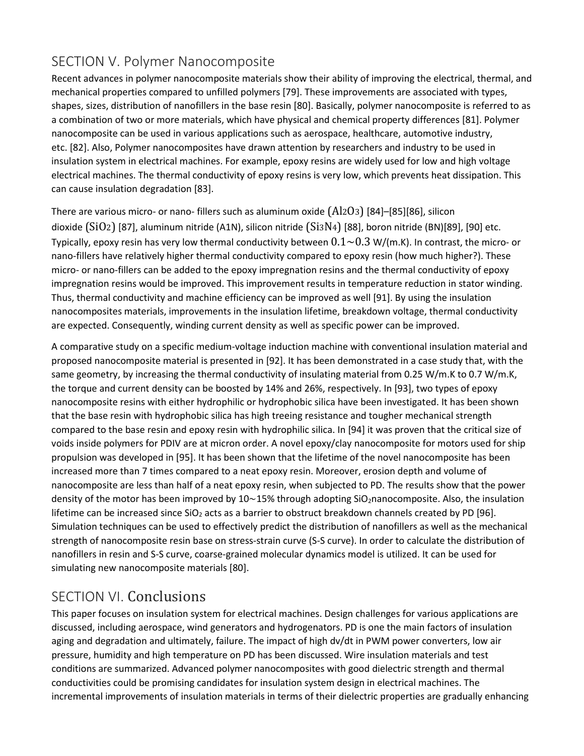## SECTION V. Polymer Nanocomposite

Recent advances in polymer nanocomposite materials show their ability of improving the electrical, thermal, and mechanical properties compared to unfilled polymers [79]. These improvements are associated with types, shapes, sizes, distribution of nanofillers in the base resin [80]. Basically, polymer nanocomposite is referred to as a combination of two or more materials, which have physical and chemical property differences [81]. Polymer nanocomposite can be used in various applications such as aerospace, healthcare, automotive industry, etc. [82]. Also, Polymer nanocomposites have drawn attention by researchers and industry to be used in insulation system in electrical machines. For example, epoxy resins are widely used for low and high voltage electrical machines. The thermal conductivity of epoxy resins is very low, which prevents heat dissipation. This can cause insulation degradation [83].

There are various micro- or nano- fillers such as aluminum oxide $(Al_2O_3)$ [84]–[85][86], silicon dioxide $(SiO_2)$ [87], aluminum nitride (A1N), silicon nitride $(Si_3N_4)$ [88], boron nitride (BN)[89], [90] etc. Typically, epoxy resin has very low thermal conductivity between $0.1\sim0.3$ W/(m.K). In contrast, the micro- or nano-fillers have relatively higher thermal conductivity compared to epoxy resin (how much higher?). These micro- or nano-fillers can be added to the epoxy impregnation resins and the thermal conductivity of epoxy impregnation resins would be improved. This improvement results in temperature reduction in stator winding. Thus, thermal conductivity and machine efficiency can be improved as well [91]. By using the insulation nanocomposites materials, improvements in the insulation lifetime, breakdown voltage, thermal conductivity are expected. Consequently, winding current density as well as specific power can be improved.

A comparative study on a specific medium-voltage induction machine with conventional insulation material and proposed nanocomposite material is presented in [92]. It has been demonstrated in a case study that, with the same geometry, by increasing the thermal conductivity of insulating material from 0.25 W/m.K to 0.7 W/m.K, the torque and current density can be boosted by 14% and 26%, respectively. In [93], two types of epoxy nanocomposite resins with either hydrophilic or hydrophobic silica have been investigated. It has been shown that the base resin with hydrophobic silica has high treeing resistance and tougher mechanical strength compared to the base resin and epoxy resin with hydrophilic silica. In [94] it was proven that the critical size of voids inside polymers for PDIV are at micron order. A novel epoxy/clay nanocomposite for motors used for ship propulsion was developed in [95]. It has been shown that the lifetime of the novel nanocomposite has been increased more than 7 times compared to a neat epoxy resin. Moreover, erosion depth and volume of nanocomposite are less than half of a neat epoxy resin, when subjected to PD. The results show that the power density of the motor has been improved by 10~15% through adopting $SiO_2$nanocomposite. Also, the insulation lifetime can be increased since $SiO_2$ acts as a barrier to obstruct breakdown channels created by PD [96]. Simulation techniques can be used to effectively predict the distribution of nanofillers as well as the mechanical strength of nanocomposite resin base on stress-strain curve (S-S curve). In order to calculate the distribution of nanofillers in resin and S-S curve, coarse-grained molecular dynamics model is utilized. It can be used for simulating new nanocomposite materials [80].

## SECTION VI. Conclusions

This paper focuses on insulation system for electrical machines. Design challenges for various applications are discussed, including aerospace, wind generators and hydrogenators. PD is one the main factors of insulation aging and degradation and ultimately, failure. The impact of high dv/dt in PWM power converters, low air pressure, humidity and high temperature on PD has been discussed. Wire insulation materials and test conditions are summarized. Advanced polymer nanocomposites with good dielectric strength and thermal conductivities could be promising candidates for insulation system design in electrical machines. The incremental improvements of insulation materials in terms of their dielectric properties are gradually enhancing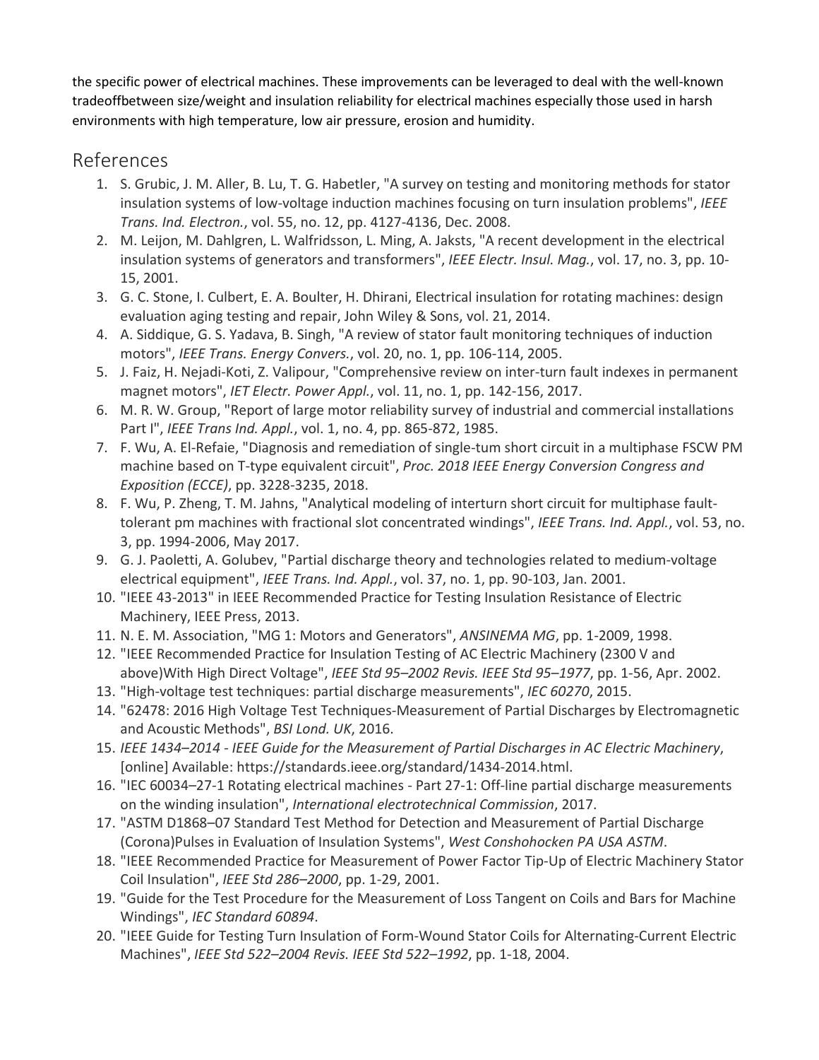the specific power of electrical machines. These improvements can be leveraged to deal with the well-known tradeoffbetween size/weight and insulation reliability for electrical machines especially those used in harsh environments with high temperature, low air pressure, erosion and humidity.

## References

1. S. Grubic, J. M. Aller, B. Lu, T. G. Habetler, "A survey on testing and monitoring methods for stator insulation systems of low-voltage induction machines focusing on turn insulation problems", *IEEE Trans. Ind. Electron.*, vol. 55, no. 12, pp. 4127-4136, Dec. 2008.
2. M. Leijon, M. Dahlgren, L. Walfridsson, L. Ming, A. Jaksts, "A recent development in the electrical insulation systems of generators and transformers", *IEEE Electr. Insul. Mag.*, vol. 17, no. 3, pp. 10-15, 2001.
3. G. C. Stone, I. Culbert, E. A. Boulter, H. Dhirani, Electrical insulation for rotating machines: design evaluation aging testing and repair, John Wiley & Sons, vol. 21, 2014.
4. A. Siddique, G. S. Yadava, B. Singh, "A review of stator fault monitoring techniques of induction motors", *IEEE Trans. Energy Convers.*, vol. 20, no. 1, pp. 106-114, 2005.
5. J. Faiz, H. Nejadi-Koti, Z. Valipour, "Comprehensive review on inter-turn fault indexes in permanent magnet motors", *IET Electr. Power Appl.*, vol. 11, no. 1, pp. 142-156, 2017.
6. M. R. W. Group, "Report of large motor reliability survey of industrial and commercial installations Part I", *IEEE Trans Ind. Appl.*, vol. 1, no. 4, pp. 865-872, 1985.
7. F. Wu, A. El-Refaie, "Diagnosis and remediation of single-tum short circuit in a multiphase FSCW PM machine based on T-type equivalent circuit", *Proc. 2018 IEEE Energy Conversion Congress and Exposition (ECCE)*, pp. 3228-3235, 2018.
8. F. Wu, P. Zheng, T. M. Jahns, "Analytical modeling of interturn short circuit for multiphase fault-tolerant pm machines with fractional slot concentrated windings", *IEEE Trans. Ind. Appl.*, vol. 53, no. 3, pp. 1994-2006, May 2017.
9. G. J. Paoletti, A. Golubev, "Partial discharge theory and technologies related to medium-voltage electrical equipment", *IEEE Trans. Ind. Appl.*, vol. 37, no. 1, pp. 90-103, Jan. 2001.
10. "IEEE 43-2013" in IEEE Recommended Practice for Testing Insulation Resistance of Electric Machinery, IEEE Press, 2013.
11. N. E. M. Association, "MG 1: Motors and Generators", *ANSINEMA MG*, pp. 1-2009, 1998.
12. "IEEE Recommended Practice for Insulation Testing of AC Electric Machinery (2300 V and above)With High Direct Voltage", *IEEE Std 95–2002 Revis. IEEE Std 95–1977*, pp. 1-56, Apr. 2002.
13. "High-voltage test techniques: partial discharge measurements", *IEC 60270*, 2015.
14. "62478: 2016 High Voltage Test Techniques-Measurement of Partial Discharges by Electromagnetic and Acoustic Methods", *BSI Lond. UK*, 2016.
15. *IEEE 1434–2014 - IEEE Guide for the Measurement of Partial Discharges in AC Electric Machinery*, [online] Available: https://standards.ieee.org/standard/1434-2014.html.
16. "IEC 60034–27-1 Rotating electrical machines - Part 27-1: Off-line partial discharge measurements on the winding insulation", *International electrotechnical Commission*, 2017.
17. "ASTM D1868–07 Standard Test Method for Detection and Measurement of Partial Discharge (Corona)Pulses in Evaluation of Insulation Systems", *West Conshohocken PA USA ASTM*.
18. "IEEE Recommended Practice for Measurement of Power Factor Tip-Up of Electric Machinery Stator Coil Insulation", *IEEE Std 286–2000*, pp. 1-29, 2001.
19. "Guide for the Test Procedure for the Measurement of Loss Tangent on Coils and Bars for Machine Windings", *IEC Standard 60894*.
20. "IEEE Guide for Testing Turn Insulation of Form-Wound Stator Coils for Alternating-Current Electric Machines", *IEEE Std 522–2004 Revis. IEEE Std 522–1992*, pp. 1-18, 2004.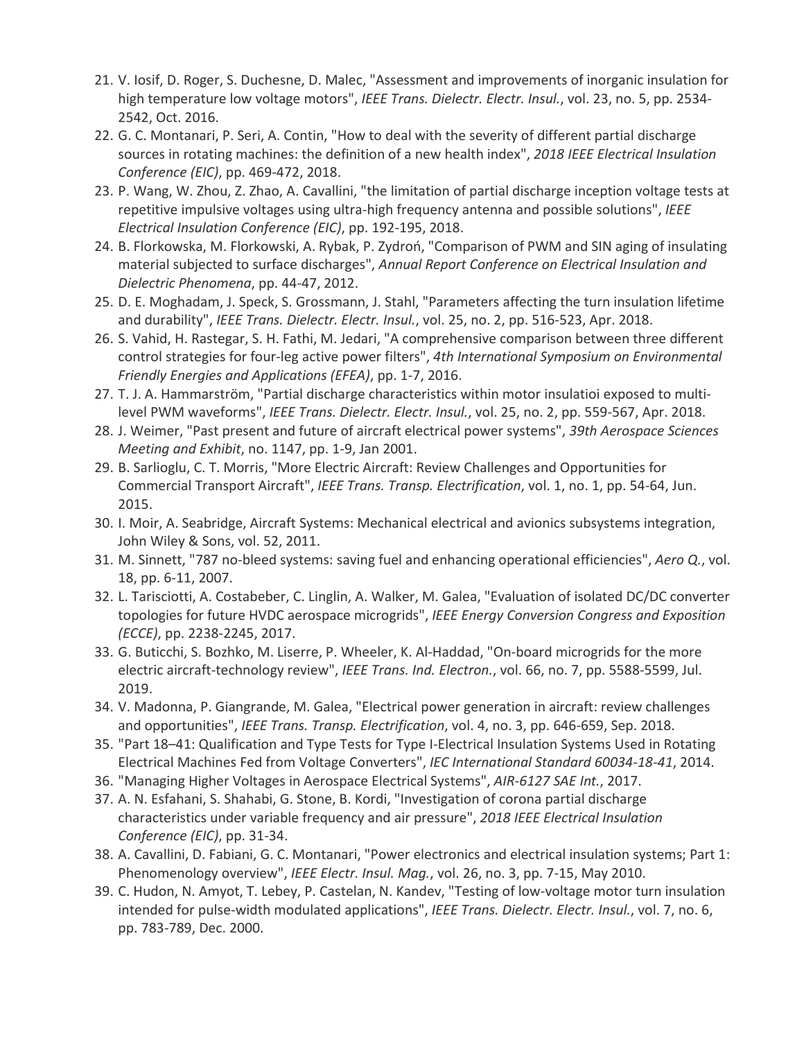21. V. Iosif, D. Roger, S. Duchesne, D. Malec, "Assessment and improvements of inorganic insulation for high temperature low voltage motors", *IEEE Trans. Dielectr. Electr. Insul.*, vol. 23, no. 5, pp. 2534-2542, Oct. 2016.
22. G. C. Montanari, P. Seri, A. Contin, "How to deal with the severity of different partial discharge sources in rotating machines: the definition of a new health index", *2018 IEEE Electrical Insulation Conference (EIC)*, pp. 469-472, 2018.
23. P. Wang, W. Zhou, Z. Zhao, A. Cavallini, "the limitation of partial discharge inception voltage tests at repetitive impulsive voltages using ultra-high frequency antenna and possible solutions", *IEEE Electrical Insulation Conference (EIC)*, pp. 192-195, 2018.
24. B. Florkowska, M. Florkowski, A. Rybak, P. Zydroń, "Comparison of PWM and SIN aging of insulating material subjected to surface discharges", *Annual Report Conference on Electrical Insulation and Dielectric Phenomena*, pp. 44-47, 2012.
25. D. E. Moghadam, J. Speck, S. Grossmann, J. Stahl, "Parameters affecting the turn insulation lifetime and durability", *IEEE Trans. Dielectr. Electr. Insul.*, vol. 25, no. 2, pp. 516-523, Apr. 2018.
26. S. Vahid, H. Rastegar, S. H. Fathi, M. Jedari, "A comprehensive comparison between three different control strategies for four-leg active power filters", *4th International Symposium on Environmental Friendly Energies and Applications (EFEA)*, pp. 1-7, 2016.
27. T. J. A. Hammarström, "Partial discharge characteristics within motor insulatioi exposed to multi-level PWM waveforms", *IEEE Trans. Dielectr. Electr. Insul.*, vol. 25, no. 2, pp. 559-567, Apr. 2018.
28. J. Weimer, "Past present and future of aircraft electrical power systems", *39th Aerospace Sciences Meeting and Exhibit*, no. 1147, pp. 1-9, Jan 2001.
29. B. Sarlioglu, C. T. Morris, "More Electric Aircraft: Review Challenges and Opportunities for Commercial Transport Aircraft", *IEEE Trans. Transp. Electrification*, vol. 1, no. 1, pp. 54-64, Jun. 2015.
30. I. Moir, A. Seabridge, Aircraft Systems: Mechanical electrical and avionics subsystems integration, John Wiley & Sons, vol. 52, 2011.
31. M. Sinnett, "787 no-bleed systems: saving fuel and enhancing operational efficiencies", *Aero Q.*, vol. 18, pp. 6-11, 2007.
32. L. Tarisciotti, A. Costabeber, C. Linglin, A. Walker, M. Galea, "Evaluation of isolated DC/DC converter topologies for future HVDC aerospace microgrids", *IEEE Energy Conversion Congress and Exposition (ECCE)*, pp. 2238-2245, 2017.
33. G. Buticchi, S. Bozhko, M. Liserre, P. Wheeler, K. Al-Haddad, "On-board microgrids for the more electric aircraft-technology review", *IEEE Trans. Ind. Electron.*, vol. 66, no. 7, pp. 5588-5599, Jul. 2019.
34. V. Madonna, P. Giangrande, M. Galea, "Electrical power generation in aircraft: review challenges and opportunities", *IEEE Trans. Transp. Electrification*, vol. 4, no. 3, pp. 646-659, Sep. 2018.
35. "Part 18–41: Qualification and Type Tests for Type I-Electrical Insulation Systems Used in Rotating Electrical Machines Fed from Voltage Converters", *IEC International Standard 60034-18-41*, 2014.
36. "Managing Higher Voltages in Aerospace Electrical Systems", *AIR-6127 SAE Int.*, 2017.
37. A. N. Esfahani, S. Shahabi, G. Stone, B. Kordi, "Investigation of corona partial discharge characteristics under variable frequency and air pressure", *2018 IEEE Electrical Insulation Conference (EIC)*, pp. 31-34.
38. A. Cavallini, D. Fabiani, G. C. Montanari, "Power electronics and electrical insulation systems; Part 1: Phenomenology overview", *IEEE Electr. Insul. Mag.*, vol. 26, no. 3, pp. 7-15, May 2010.
39. C. Hudon, N. Amyot, T. Lebey, P. Castelan, N. Kandev, "Testing of low-voltage motor turn insulation intended for pulse-width modulated applications", *IEEE Trans. Dielectr. Electr. Insul.*, vol. 7, no. 6, pp. 783-789, Dec. 2000.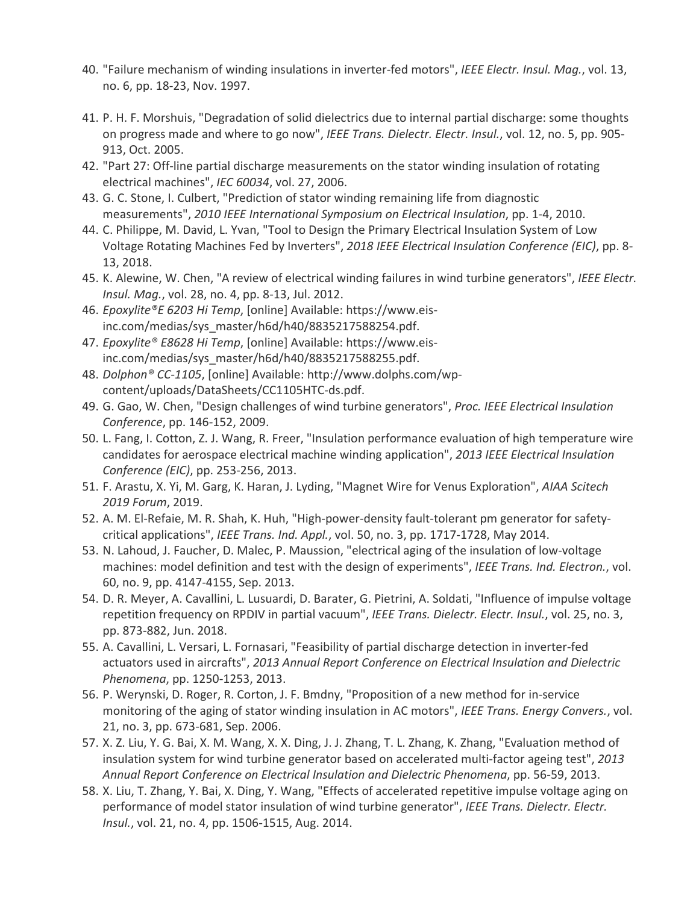40. "Failure mechanism of winding insulations in inverter-fed motors", *IEEE Electr. Insul. Mag.*, vol. 13, no. 6, pp. 18-23, Nov. 1997.
41. P. H. F. Morshuis, "Degradation of solid dielectrics due to internal partial discharge: some thoughts on progress made and where to go now", *IEEE Trans. Dielectr. Electr. Insul.*, vol. 12, no. 5, pp. 905-913, Oct. 2005.
42. "Part 27: Off-line partial discharge measurements on the stator winding insulation of rotating electrical machines", *IEC 60034*, vol. 27, 2006.
43. G. C. Stone, I. Culbert, "Prediction of stator winding remaining life from diagnostic measurements", *2010 IEEE International Symposium on Electrical Insulation*, pp. 1-4, 2010.
44. C. Philippe, M. David, L. Yvan, "Tool to Design the Primary Electrical Insulation System of Low Voltage Rotating Machines Fed by Inverters", *2018 IEEE Electrical Insulation Conference (EIC)*, pp. 8-13, 2018.
45. K. Alewine, W. Chen, "A review of electrical winding failures in wind turbine generators", *IEEE Electr. Insul. Mag.*, vol. 28, no. 4, pp. 8-13, Jul. 2012.
46. *Epoxylite®E 6203 Hi Temp*, [online] Available: https://www.eis-inc.com/medias/sys_master/h6d/h40/8835217588254.pdf.
47. *Epoxylite® E8628 Hi Temp*, [online] Available: https://www.eis-inc.com/medias/sys_master/h6d/h40/8835217588255.pdf.
48. *Dolphon® CC-1105*, [online] Available: http://www.dolphs.com/wp-content/uploads/DataSheets/CC1105HTC-ds.pdf.
49. G. Gao, W. Chen, "Design challenges of wind turbine generators", *Proc. IEEE Electrical Insulation Conference*, pp. 146-152, 2009.
50. L. Fang, I. Cotton, Z. J. Wang, R. Freer, "Insulation performance evaluation of high temperature wire candidates for aerospace electrical machine winding application", *2013 IEEE Electrical Insulation Conference (EIC)*, pp. 253-256, 2013.
51. F. Arastu, X. Yi, M. Garg, K. Haran, J. Lyding, "Magnet Wire for Venus Exploration", *AIAA Scitech 2019 Forum*, 2019.
52. A. M. El-Refaie, M. R. Shah, K. Huh, "High-power-density fault-tolerant pm generator for safety-critical applications", *IEEE Trans. Ind. Appl.*, vol. 50, no. 3, pp. 1717-1728, May 2014.
53. N. Lahoud, J. Faucher, D. Malec, P. Maussion, "electrical aging of the insulation of low-voltage machines: model definition and test with the design of experiments", *IEEE Trans. Ind. Electron.*, vol. 60, no. 9, pp. 4147-4155, Sep. 2013.
54. D. R. Meyer, A. Cavallini, L. Lusuardi, D. Barater, G. Pietrini, A. Soldati, "Influence of impulse voltage repetition frequency on RPDIV in partial vacuum", *IEEE Trans. Dielectr. Electr. Insul.*, vol. 25, no. 3, pp. 873-882, Jun. 2018.
55. A. Cavallini, L. Versari, L. Fornasari, "Feasibility of partial discharge detection in inverter-fed actuators used in aircrafts", *2013 Annual Report Conference on Electrical Insulation and Dielectric Phenomena*, pp. 1250-1253, 2013.
56. P. Werynski, D. Roger, R. Corton, J. F. Bmdny, "Proposition of a new method for in-service monitoring of the aging of stator winding insulation in AC motors", *IEEE Trans. Energy Convers.*, vol. 21, no. 3, pp. 673-681, Sep. 2006.
57. X. Z. Liu, Y. G. Bai, X. M. Wang, X. X. Ding, J. J. Zhang, T. L. Zhang, K. Zhang, "Evaluation method of insulation system for wind turbine generator based on accelerated multi-factor ageing test", *2013 Annual Report Conference on Electrical Insulation and Dielectric Phenomena*, pp. 56-59, 2013.
58. X. Liu, T. Zhang, Y. Bai, X. Ding, Y. Wang, "Effects of accelerated repetitive impulse voltage aging on performance of model stator insulation of wind turbine generator", *IEEE Trans. Dielectr. Electr. Insul.*, vol. 21, no. 4, pp. 1506-1515, Aug. 2014.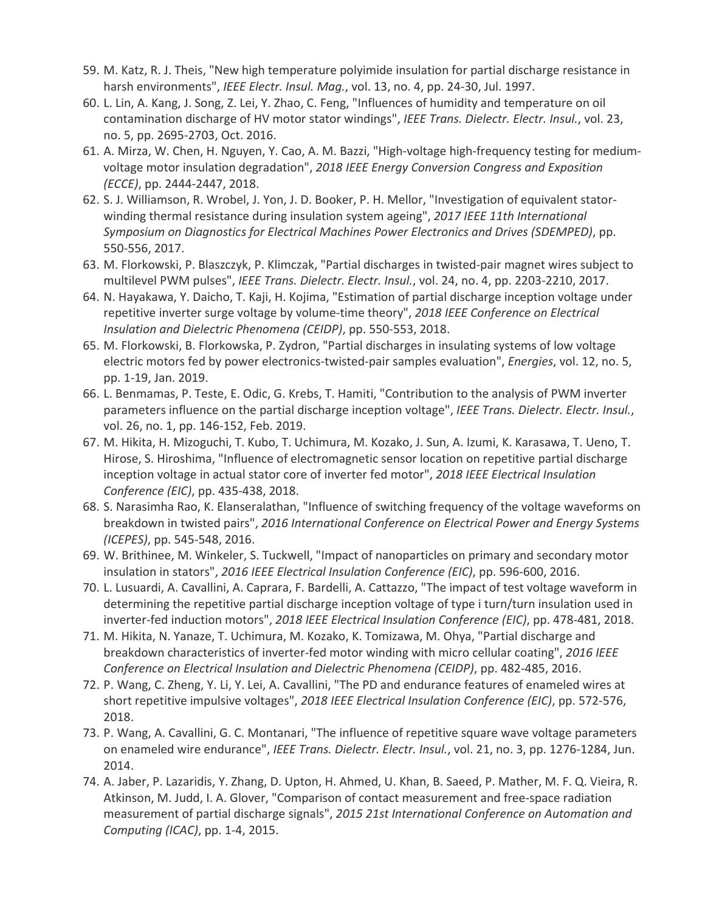59. M. Katz, R. J. Theis, "New high temperature polyimide insulation for partial discharge resistance in harsh environments", *IEEE Electr. Insul. Mag.*, vol. 13, no. 4, pp. 24-30, Jul. 1997.
60. L. Lin, A. Kang, J. Song, Z. Lei, Y. Zhao, C. Feng, "Influences of humidity and temperature on oil contamination discharge of HV motor stator windings", *IEEE Trans. Dielectr. Electr. Insul.*, vol. 23, no. 5, pp. 2695-2703, Oct. 2016.
61. A. Mirza, W. Chen, H. Nguyen, Y. Cao, A. M. Bazzi, "High-voltage high-frequency testing for medium-voltage motor insulation degradation", *2018 IEEE Energy Conversion Congress and Exposition (ECCE)*, pp. 2444-2447, 2018.
62. S. J. Williamson, R. Wrobel, J. Yon, J. D. Booker, P. H. Mellor, "Investigation of equivalent stator-winding thermal resistance during insulation system ageing", *2017 IEEE 11th International Symposium on Diagnostics for Electrical Machines Power Electronics and Drives (SDEMPED)*, pp. 550-556, 2017.
63. M. Florkowski, P. Blaszczyk, P. Klimczak, "Partial discharges in twisted-pair magnet wires subject to multilevel PWM pulses", *IEEE Trans. Dielectr. Electr. Insul.*, vol. 24, no. 4, pp. 2203-2210, 2017.
64. N. Hayakawa, Y. Daicho, T. Kaji, H. Kojima, "Estimation of partial discharge inception voltage under repetitive inverter surge voltage by volume-time theory", *2018 IEEE Conference on Electrical Insulation and Dielectric Phenomena (CEIDP)*, pp. 550-553, 2018.
65. M. Florkowski, B. Florkowska, P. Zydron, "Partial discharges in insulating systems of low voltage electric motors fed by power electronics-twisted-pair samples evaluation", *Energies*, vol. 12, no. 5, pp. 1-19, Jan. 2019.
66. L. Benmamas, P. Teste, E. Odic, G. Krebs, T. Hamiti, "Contribution to the analysis of PWM inverter parameters influence on the partial discharge inception voltage", *IEEE Trans. Dielectr. Electr. Insul.*, vol. 26, no. 1, pp. 146-152, Feb. 2019.
67. M. Hikita, H. Mizoguchi, T. Kubo, T. Uchimura, M. Kozako, J. Sun, A. Izumi, K. Karasawa, T. Ueno, T. Hirose, S. Hiroshima, "Influence of electromagnetic sensor location on repetitive partial discharge inception voltage in actual stator core of inverter fed motor", *2018 IEEE Electrical Insulation Conference (EIC)*, pp. 435-438, 2018.
68. S. Narasimha Rao, K. Elanseralathan, "Influence of switching frequency of the voltage waveforms on breakdown in twisted pairs", *2016 International Conference on Electrical Power and Energy Systems (ICEPES)*, pp. 545-548, 2016.
69. W. Brithinee, M. Winkeler, S. Tuckwell, "Impact of nanoparticles on primary and secondary motor insulation in stators", *2016 IEEE Electrical Insulation Conference (EIC)*, pp. 596-600, 2016.
70. L. Lusuardi, A. Cavallini, A. Caprara, F. Bardelli, A. Cattazzo, "The impact of test voltage waveform in determining the repetitive partial discharge inception voltage of type i turn/turn insulation used in inverter-fed induction motors", *2018 IEEE Electrical Insulation Conference (EIC)*, pp. 478-481, 2018.
71. M. Hikita, N. Yanaze, T. Uchimura, M. Kozako, K. Tomizawa, M. Ohya, "Partial discharge and breakdown characteristics of inverter-fed motor winding with micro cellular coating", *2016 IEEE Conference on Electrical Insulation and Dielectric Phenomena (CEIDP)*, pp. 482-485, 2016.
72. P. Wang, C. Zheng, Y. Li, Y. Lei, A. Cavallini, "The PD and endurance features of enameled wires at short repetitive impulsive voltages", *2018 IEEE Electrical Insulation Conference (EIC)*, pp. 572-576, 2018.
73. P. Wang, A. Cavallini, G. C. Montanari, "The influence of repetitive square wave voltage parameters on enameled wire endurance", *IEEE Trans. Dielectr. Electr. Insul.*, vol. 21, no. 3, pp. 1276-1284, Jun. 2014.
74. A. Jaber, P. Lazaridis, Y. Zhang, D. Upton, H. Ahmed, U. Khan, B. Saeed, P. Mather, M. F. Q. Vieira, R. Atkinson, M. Judd, I. A. Glover, "Comparison of contact measurement and free-space radiation measurement of partial discharge signals", *2015 21st International Conference on Automation and Computing (ICAC)*, pp. 1-4, 2015.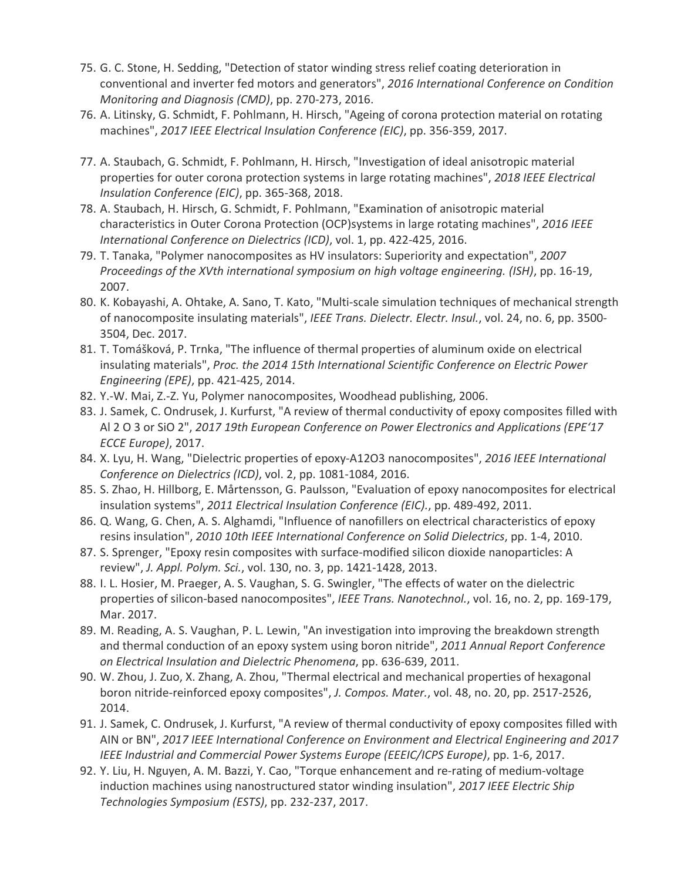75. G. C. Stone, H. Sedding, "Detection of stator winding stress relief coating deterioration in conventional and inverter fed motors and generators", *2016 International Conference on Condition Monitoring and Diagnosis (CMD)*, pp. 270-273, 2016.
76. A. Litinsky, G. Schmidt, F. Pohlmann, H. Hirsch, "Ageing of corona protection material on rotating machines", *2017 IEEE Electrical Insulation Conference (EIC)*, pp. 356-359, 2017.
77. A. Staubach, G. Schmidt, F. Pohlmann, H. Hirsch, "Investigation of ideal anisotropic material properties for outer corona protection systems in large rotating machines", *2018 IEEE Electrical Insulation Conference (EIC)*, pp. 365-368, 2018.
78. A. Staubach, H. Hirsch, G. Schmidt, F. Pohlmann, "Examination of anisotropic material characteristics in Outer Corona Protection (OCP)systems in large rotating machines", *2016 IEEE International Conference on Dielectrics (ICD)*, vol. 1, pp. 422-425, 2016.
79. T. Tanaka, "Polymer nanocomposites as HV insulators: Superiority and expectation", *2007 Proceedings of the XVth international symposium on high voltage engineering. (ISH)*, pp. 16-19, 2007.
80. K. Kobayashi, A. Ohtake, A. Sano, T. Kato, "Multi-scale simulation techniques of mechanical strength of nanocomposite insulating materials", *IEEE Trans. Dielectr. Electr. Insul.*, vol. 24, no. 6, pp. 3500-3504, Dec. 2017.
81. T. Tomášková, P. Trnka, "The influence of thermal properties of aluminum oxide on electrical insulating materials", *Proc. the 2014 15th International Scientific Conference on Electric Power Engineering (EPE)*, pp. 421-425, 2014.
82. Y.-W. Mai, Z.-Z. Yu, Polymer nanocomposites, Woodhead publishing, 2006.
83. J. Samek, C. Ondrusek, J. Kurfurst, "A review of thermal conductivity of epoxy composites filled with Al 2 O 3 or SiO 2", *2017 19th European Conference on Power Electronics and Applications (EPE'17 ECCE Europe)*, 2017.
84. X. Lyu, H. Wang, "Dielectric properties of epoxy-A12O3 nanocomposites", *2016 IEEE International Conference on Dielectrics (ICD)*, vol. 2, pp. 1081-1084, 2016.
85. S. Zhao, H. Hillborg, E. Mårtensson, G. Paulsson, "Evaluation of epoxy nanocomposites for electrical insulation systems", *2011 Electrical Insulation Conference (EIC).*, pp. 489-492, 2011.
86. Q. Wang, G. Chen, A. S. Alghamdi, "Influence of nanofillers on electrical characteristics of epoxy resins insulation", *2010 10th IEEE International Conference on Solid Dielectrics*, pp. 1-4, 2010.
87. S. Sprenger, "Epoxy resin composites with surface-modified silicon dioxide nanoparticles: A review", *J. Appl. Polym. Sci.*, vol. 130, no. 3, pp. 1421-1428, 2013.
88. I. L. Hosier, M. Praeger, A. S. Vaughan, S. G. Swingler, "The effects of water on the dielectric properties of silicon-based nanocomposites", *IEEE Trans. Nanotechnol.*, vol. 16, no. 2, pp. 169-179, Mar. 2017.
89. M. Reading, A. S. Vaughan, P. L. Lewin, "An investigation into improving the breakdown strength and thermal conduction of an epoxy system using boron nitride", *2011 Annual Report Conference on Electrical Insulation and Dielectric Phenomena*, pp. 636-639, 2011.
90. W. Zhou, J. Zuo, X. Zhang, A. Zhou, "Thermal electrical and mechanical properties of hexagonal boron nitride-reinforced epoxy composites", *J. Compos. Mater.*, vol. 48, no. 20, pp. 2517-2526, 2014.
91. J. Samek, C. Ondrusek, J. Kurfurst, "A review of thermal conductivity of epoxy composites filled with AIN or BN", *2017 IEEE International Conference on Environment and Electrical Engineering and 2017 IEEE Industrial and Commercial Power Systems Europe (EEEIC/ICPS Europe)*, pp. 1-6, 2017.
92. Y. Liu, H. Nguyen, A. M. Bazzi, Y. Cao, "Torque enhancement and re-rating of medium-voltage induction machines using nanostructured stator winding insulation", *2017 IEEE Electric Ship Technologies Symposium (ESTS)*, pp. 232-237, 2017.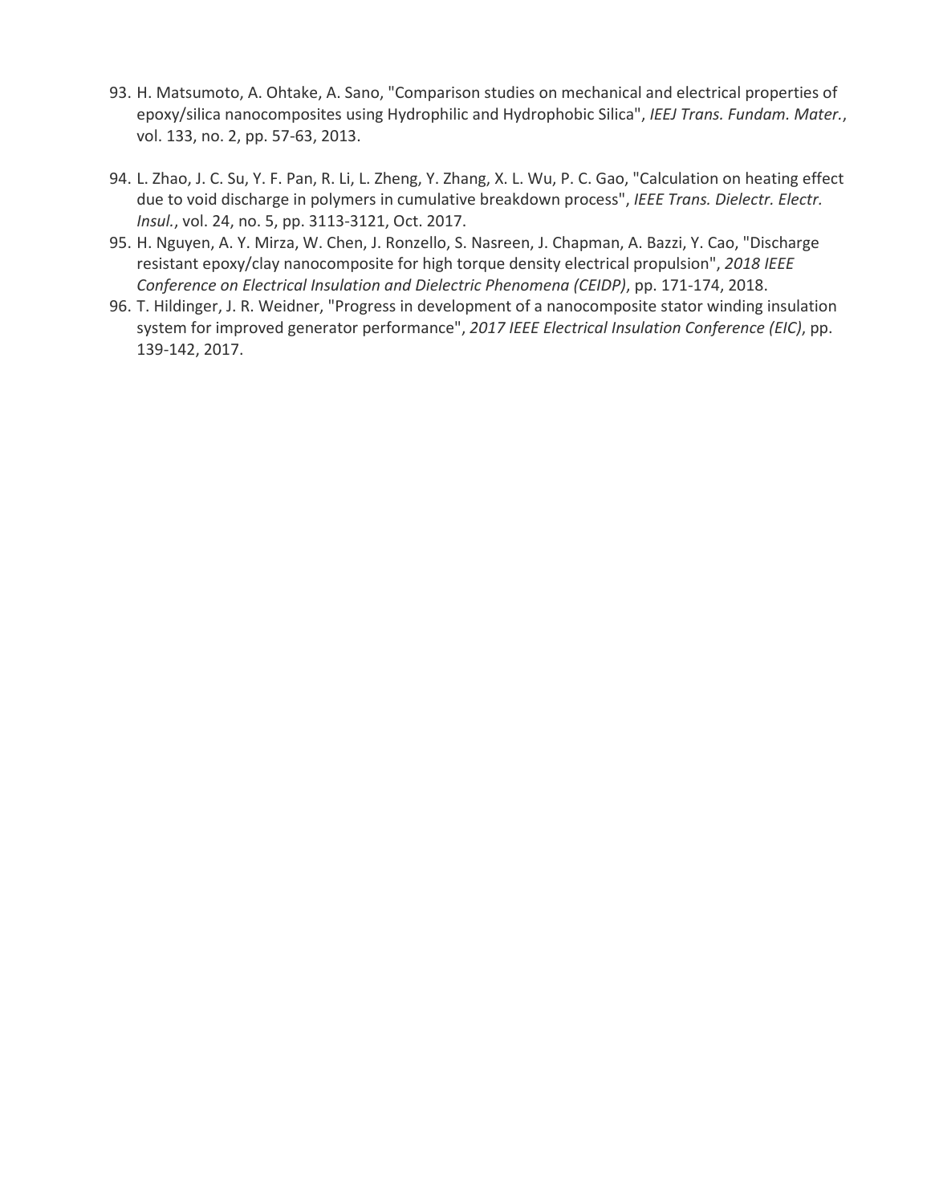93. H. Matsumoto, A. Ohtake, A. Sano, "Comparison studies on mechanical and electrical properties of epoxy/silica nanocomposites using Hydrophilic and Hydrophobic Silica", *IEEJ Trans. Fundam. Mater.*, vol. 133, no. 2, pp. 57-63, 2013.

94. L. Zhao, J. C. Su, Y. F. Pan, R. Li, L. Zheng, Y. Zhang, X. L. Wu, P. C. Gao, "Calculation on heating effect due to void discharge in polymers in cumulative breakdown process", *IEEE Trans. Dielectr. Electr. Insul.*, vol. 24, no. 5, pp. 3113-3121, Oct. 2017.
95. H. Nguyen, A. Y. Mirza, W. Chen, J. Ronzello, S. Nasreen, J. Chapman, A. Bazzi, Y. Cao, "Discharge resistant epoxy/clay nanocomposite for high torque density electrical propulsion", *2018 IEEE Conference on Electrical Insulation and Dielectric Phenomena (CEIDP)*, pp. 171-174, 2018.
96. T. Hildinger, J. R. Weidner, "Progress in development of a nanocomposite stator winding insulation system for improved generator performance", *2017 IEEE Electrical Insulation Conference (EIC)*, pp. 139-142, 2017.